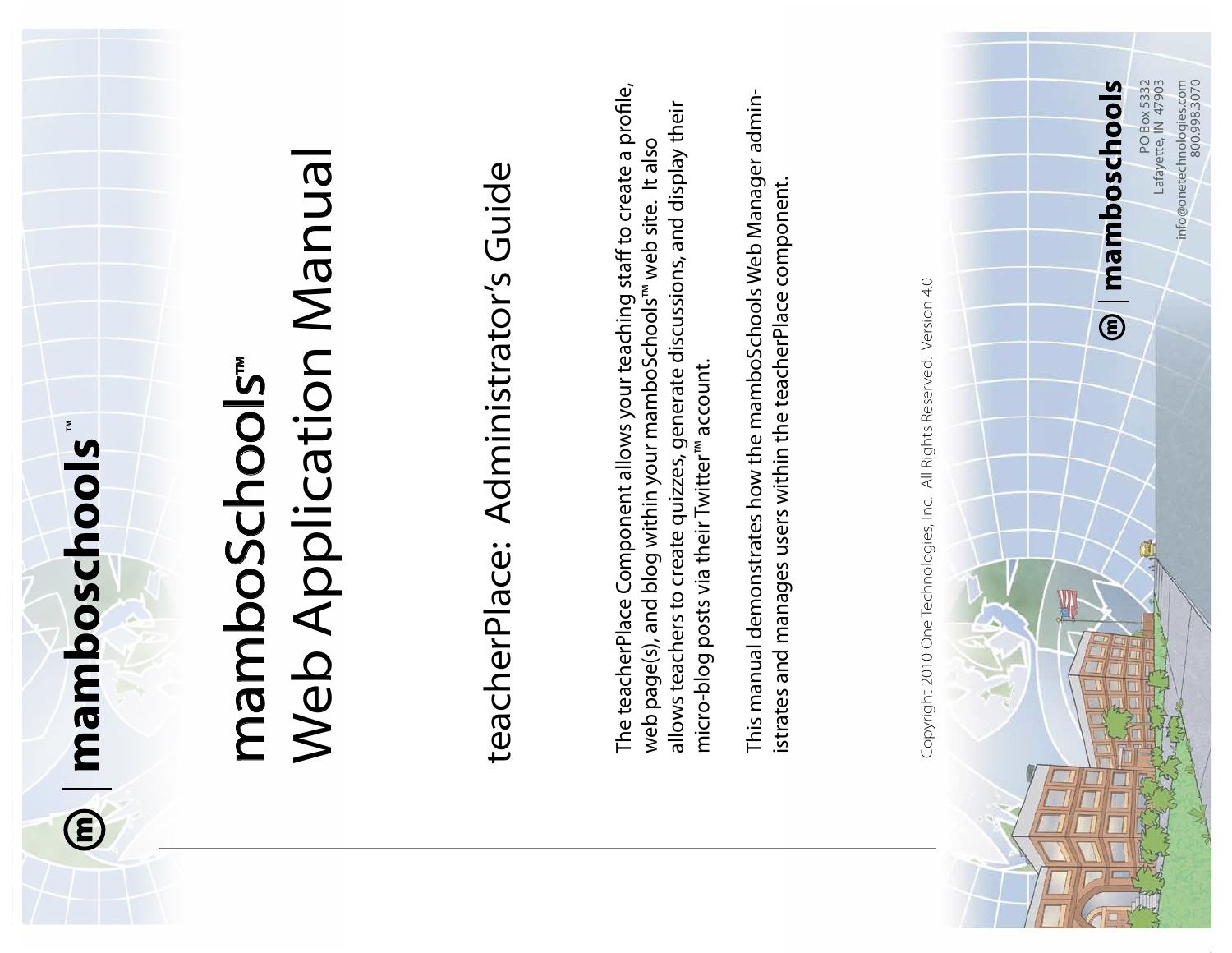mamboschools™

# mamboSchools™ Web Application Manual

## teacherPlace: Administrator's Guide

The teacherPlace Component allows your teaching staff to create a profile, web page(s), and blog within your mamboSchools™ web site. It also allows teachers to create quizzes, generate discussions, and display their micro-blog posts via their Twitter™ account.

This manual demonstrates how the mamboSchools Web Manager administrates and manages users within the teacherPlace component.

Copyright 2010 One Technologies, Inc. All Rights Reserved. Version 4.0

mamboschools

PO Box 5332
Lafayette, IN 47903
info@onetechnologies.com
800.998.3070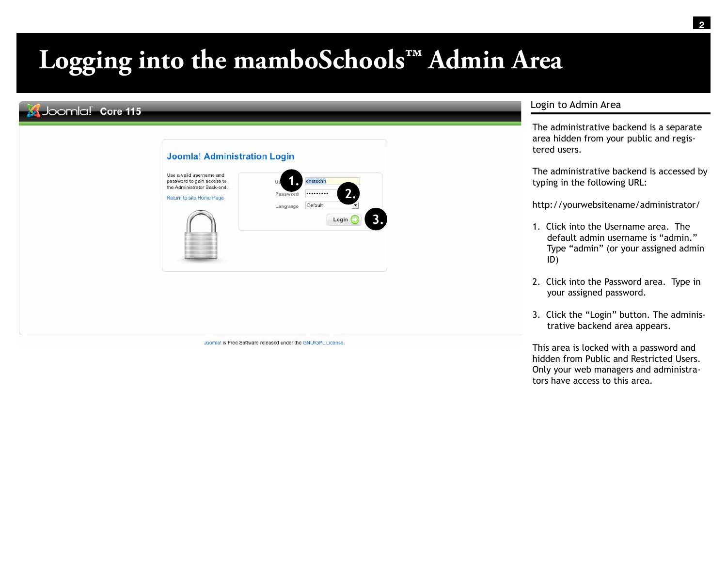# Logging into the mamboSchools™ Admin Area

## Login to Admin Area

The administrative backend is a separate area hidden from your public and registered users.

The administrative backend is accessed by typing in the following URL:

http://yourwebsitename/administrator/

1. Click into the Username area. The default admin username is "admin." Type "admin" (or your assigned admin ID)

2. Click into the Password area. Type in your assigned password.

3. Click the "Login" button. The administrative backend area appears.

This area is locked with a password and hidden from Public and Restricted Users. Only your web managers and administrators have access to this area.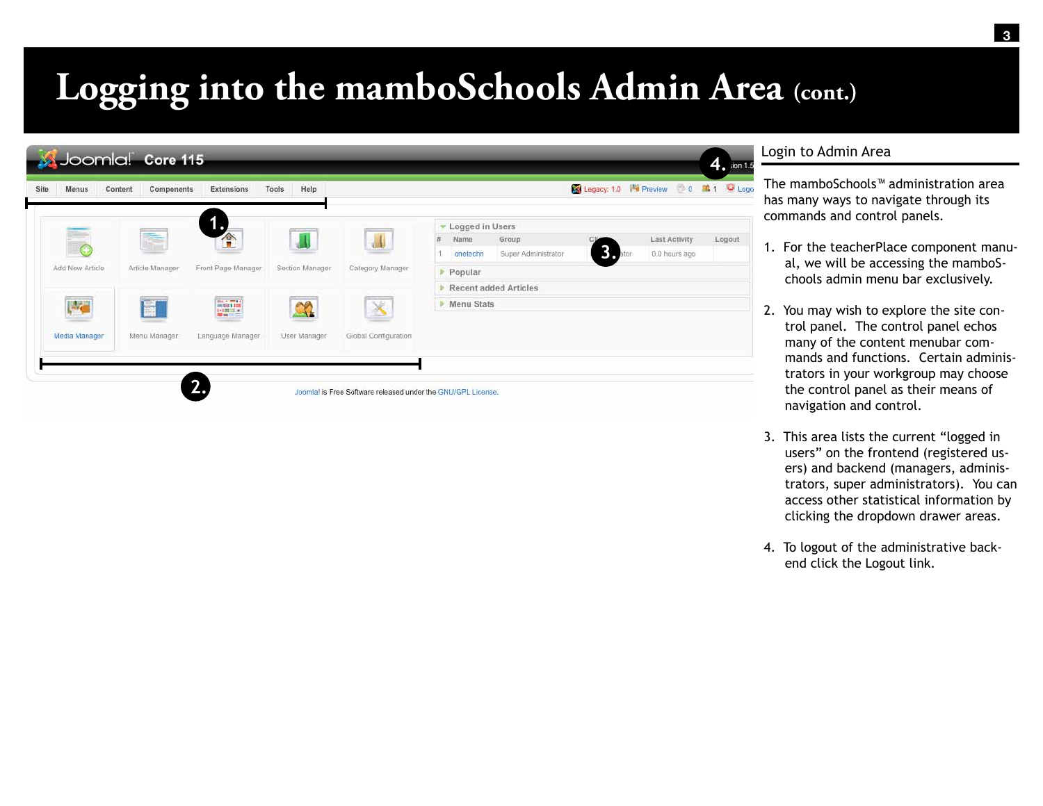# Logging into the mamboSchools Admin Area (cont.)

## Login to Admin Area

The mamboSchools™ administration area has many ways to navigate through its commands and control panels.

1. For the teacherPlace component manual, we will be accessing the mamboSchools admin menu bar exclusively.

2. You may wish to explore the site control panel. The control panel echos many of the content menubar commands and functions. Certain administrators in your workgroup may choose the control panel as their means of navigation and control.

3. This area lists the current “logged in users” on the frontend (registered users) and backend (managers, administrators, super administrators). You can access other statistical information by clicking the dropdown drawer areas.

4. To logout of the administrative backend click the Logout link.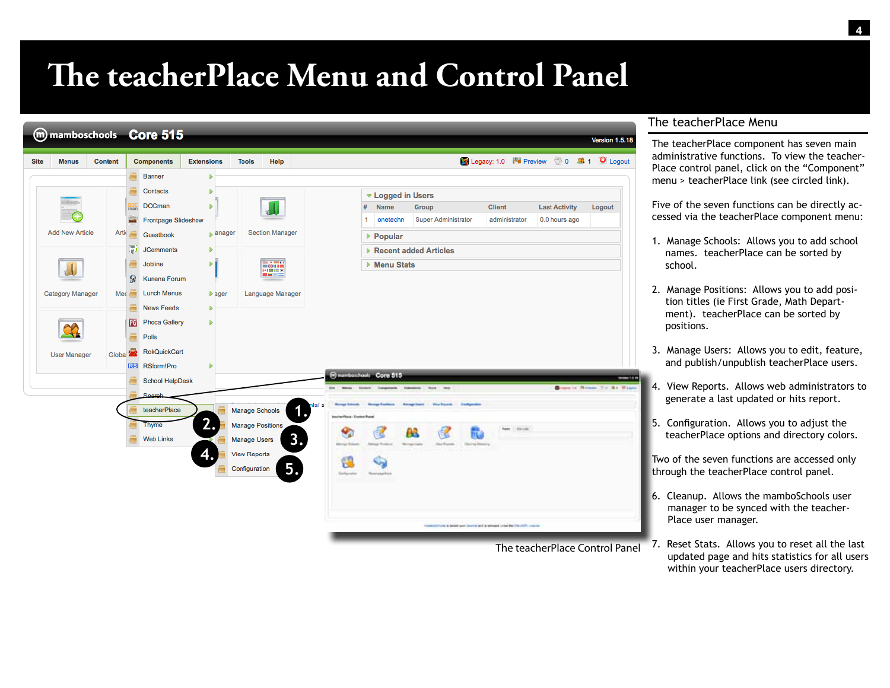# The teacherPlace Menu and Control Panel

The teacherPlace Control Panel

## The teacherPlace Menu

The teacherPlace component has seven main administrative functions. To view the teacherPlace control panel, click on the "Component" menu > teacherPlace link (see circled link).

Five of the seven functions can be directly accessed via the teacherPlace component menu:

1. Manage Schools: Allows you to add school names. teacherPlace can be sorted by school.

2. Manage Positions: Allows you to add position titles (ie First Grade, Math Department). teacherPlace can be sorted by positions.

3. Manage Users: Allows you to edit, feature, and publish/unpublish teacherPlace users.

4. View Reports. Allows web administrators to generate a last updated or hits report.

5. Configuration. Allows you to adjust the teacherPlace options and directory colors.

Two of the seven functions are accessed only through the teacherPlace control panel.

6. Cleanup. Allows the mamboSchools user manager to be synced with the teacherPlace user manager.

7. Reset Stats. Allows you to reset all the last updated page and hits statistics for all users within your teacherPlace users directory.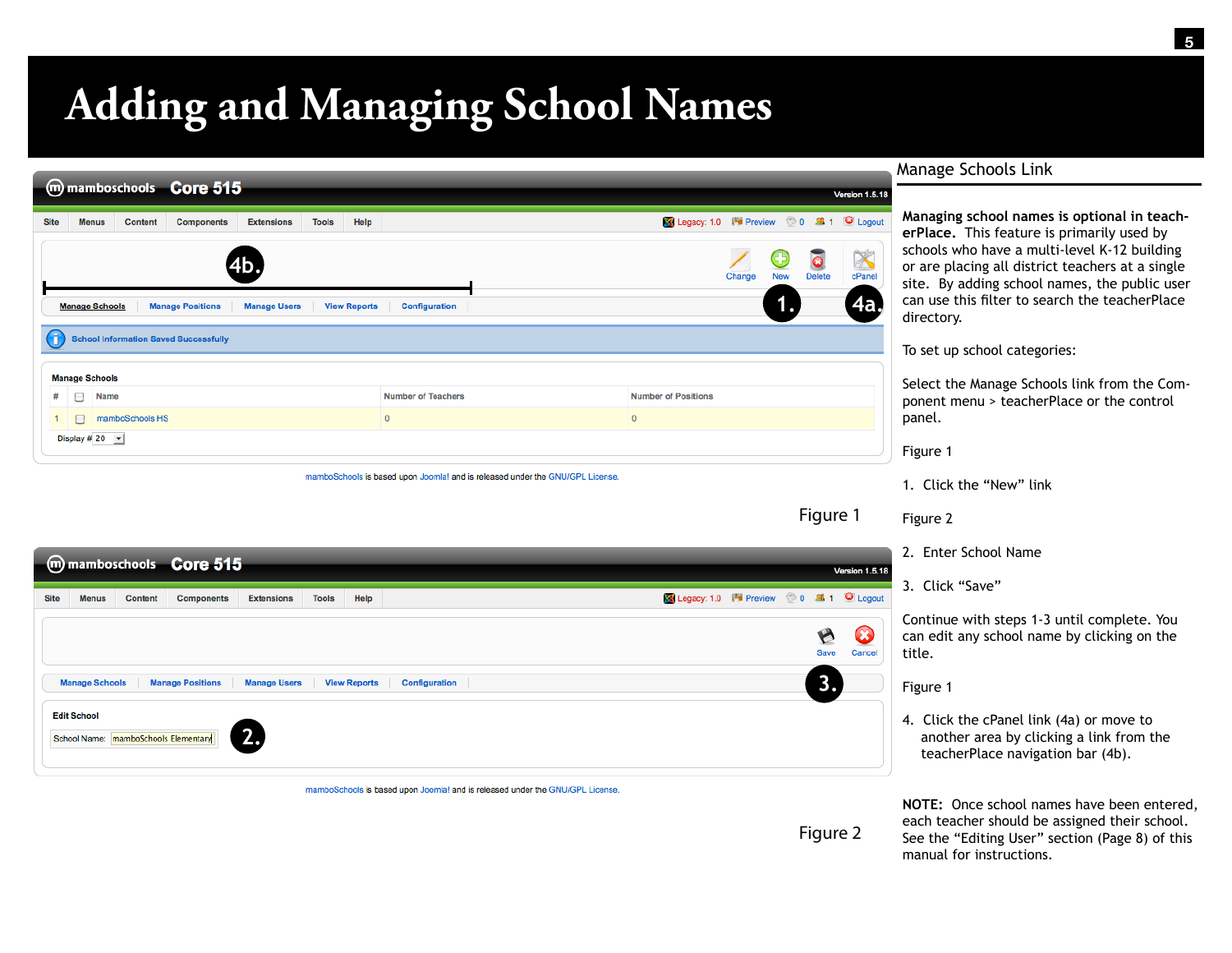# Adding and Managing School Names

Figure 1

Figure 2

## Manage Schools Link

**Managing school names is optional in teacherPlace.** This feature is primarily used by schools who have a multi-level K-12 building or are placing all district teachers at a single site. By adding school names, the public user can use this filter to search the teacherPlace directory.

To set up school categories:

Select the Manage Schools link from the Component menu > teacherPlace or the control panel.

Figure 1

1. Click the "New" link

Figure 2

2. Enter School Name

3. Click "Save"

Continue with steps 1-3 until complete. You can edit any school name by clicking on the title.

Figure 1

4. Click the cPanel link (4a) or move to another area by clicking a link from the teacherPlace navigation bar (4b).

**NOTE:** Once school names have been entered, each teacher should be assigned their school. See the "Editing User" section (Page 8) of this manual for instructions.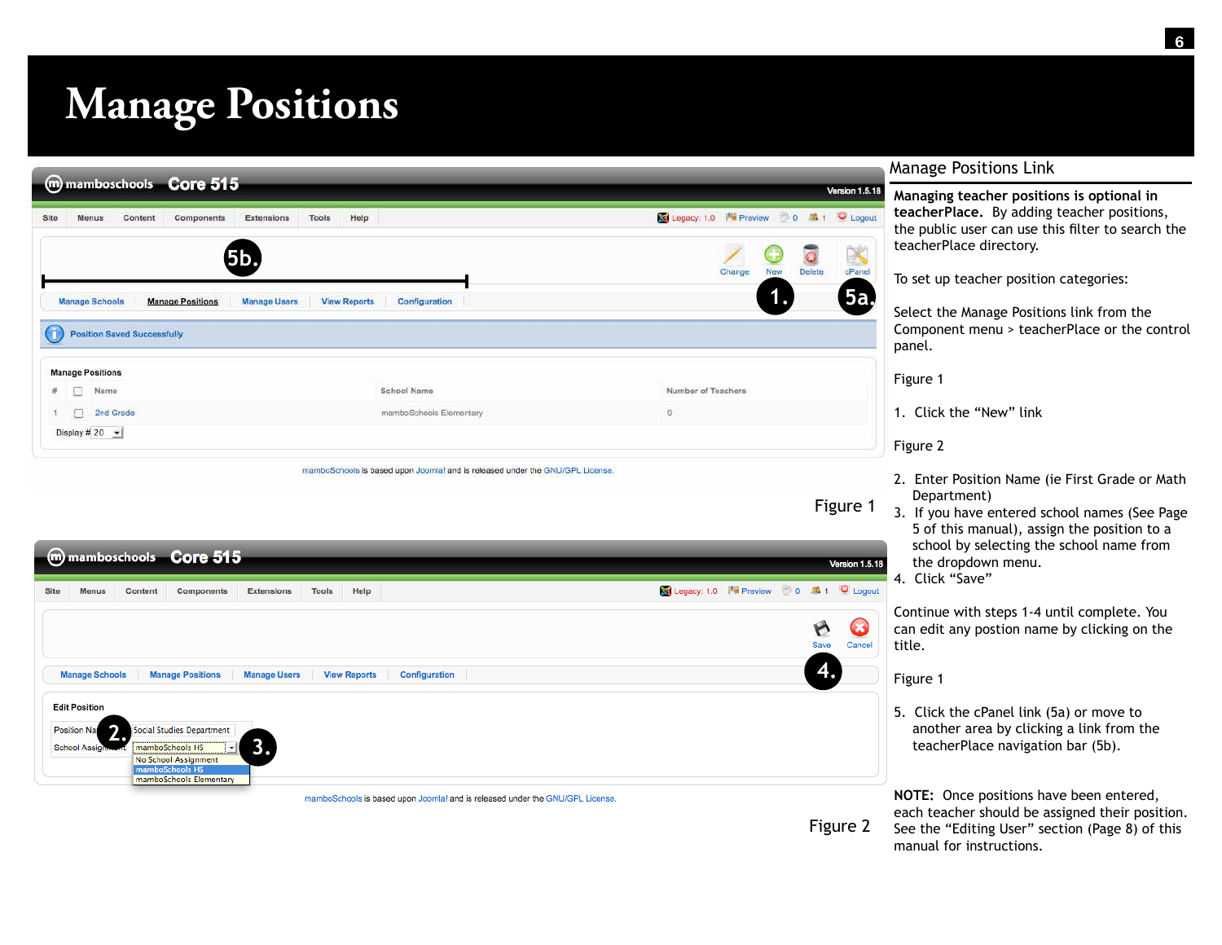# Manage Positions

Figure 1

Figure 2

## Manage Positions Link

**Managing teacher positions is optional in teacherPlace.** By adding teacher positions, the public user can use this filter to search the teacherPlace directory.

To set up teacher position categories:

Select the Manage Positions link from the Component menu > teacherPlace or the control panel.

Figure 1

1. Click the “New” link

Figure 2

2. Enter Position Name (ie First Grade or Math Department)
3. If you have entered school names (See Page 5 of this manual), assign the position to a school by selecting the school name from the dropdown menu.
4. Click “Save”

Continue with steps 1-4 until complete. You can edit any postion name by clicking on the title.

Figure 1

5. Click the cPanel link (5a) or move to another area by clicking a link from the teacherPlace navigation bar (5b).

**NOTE:** Once positions have been entered, each teacher should be assigned their position. See the “Editing User” section (Page 8) of this manual for instructions.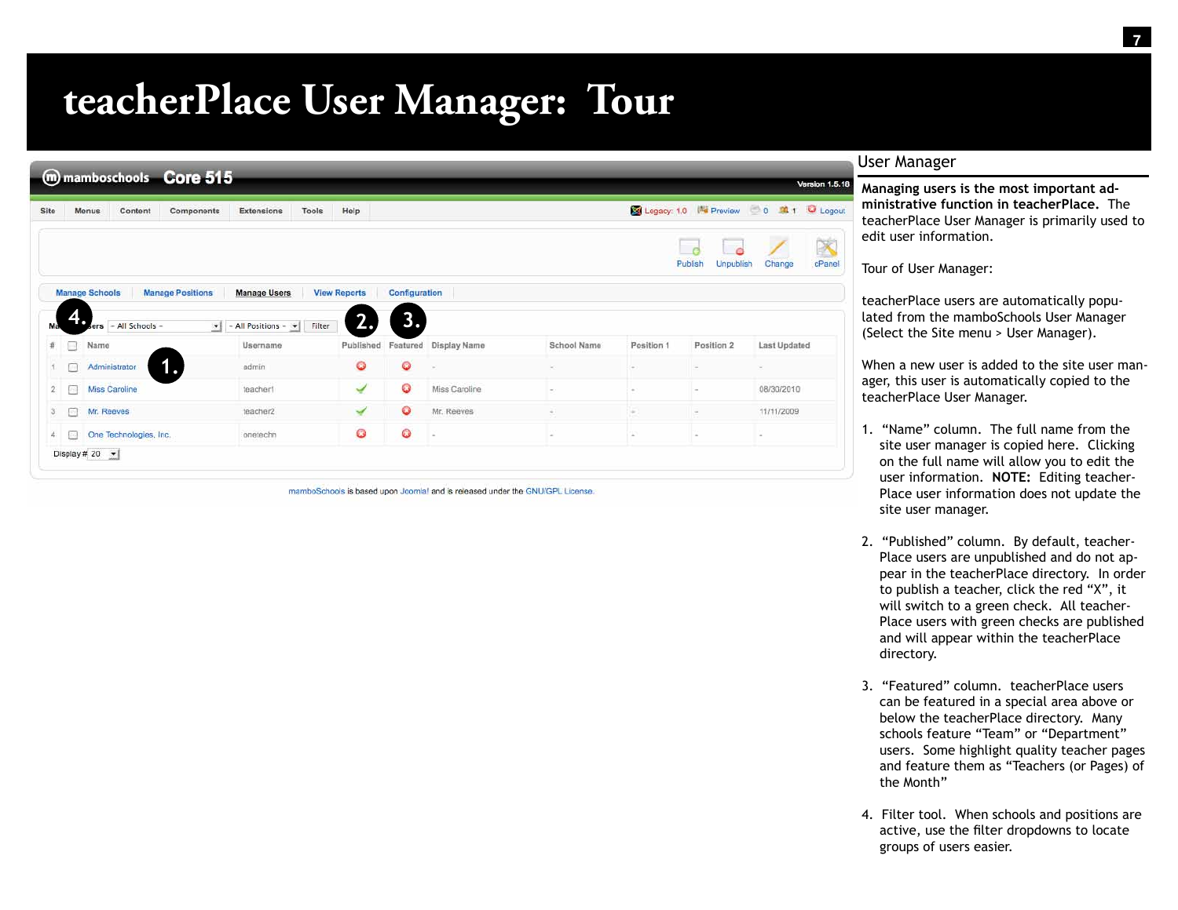# teacherPlace User Manager: Tour

mamboschools Core 515 Version 1.5.18

Site | Menus | Content | Components | Extensions | Tools | Help — Legacy: 1.0 | Preview | 0 | 1 | Logout

Publish | Unpublish | Change | cPanel

Manage Schools | Manage Positions | Manage Users | View Reports | Configuration

4. Manage Users — All Schools — | — All Positions — | Filter

| # | | Name | Username | Published | Featured | Display Name | School Name | Position 1 | Position 2 | Last Updated |
|---|---|---|---|---|---|---|---|---|---|---|
| 1 | | Administrator | admin | ✗ | ✗ | - | - | - | - | - |
| 2 | | Miss Caroline | teacher1 | ✓ | ✗ | Miss Caroline | - | - | - | 08/30/2010 |
| 3 | | Mr. Reeves | teacher2 | ✓ | ✗ | Mr. Reeves | - | - | - | 11/11/2009 |
| 4 | | One Technologies, Inc. | onetechn | ✗ | ✗ | - | - | - | - | - |

Display # 20

mamboSchools is based upon Joomla! and is released under the GNU/GPL License.

## User Manager

**Managing users is the most important administrative function in teacherPlace.** The teacherPlace User Manager is primarily used to edit user information.

Tour of User Manager:

teacherPlace users are automatically populated from the mamboSchools User Manager (Select the Site menu > User Manager).

When a new user is added to the site user manager, this user is automatically copied to the teacherPlace User Manager.

1. "Name" column. The full name from the site user manager is copied here. Clicking on the full name will allow you to edit the user information. **NOTE:** Editing teacherPlace user information does not update the site user manager.

2. "Published" column. By default, teacherPlace users are unpublished and do not appear in the teacherPlace directory. In order to publish a teacher, click the red "X", it will switch to a green check. All teacherPlace users with green checks are published and will appear within the teacherPlace directory.

3. "Featured" column. teacherPlace users can be featured in a special area above or below the teacherPlace directory. Many schools feature "Team" or "Department" users. Some highlight quality teacher pages and feature them as "Teachers (or Pages) of the Month"

4. Filter tool. When schools and positions are active, use the filter dropdowns to locate groups of users easier.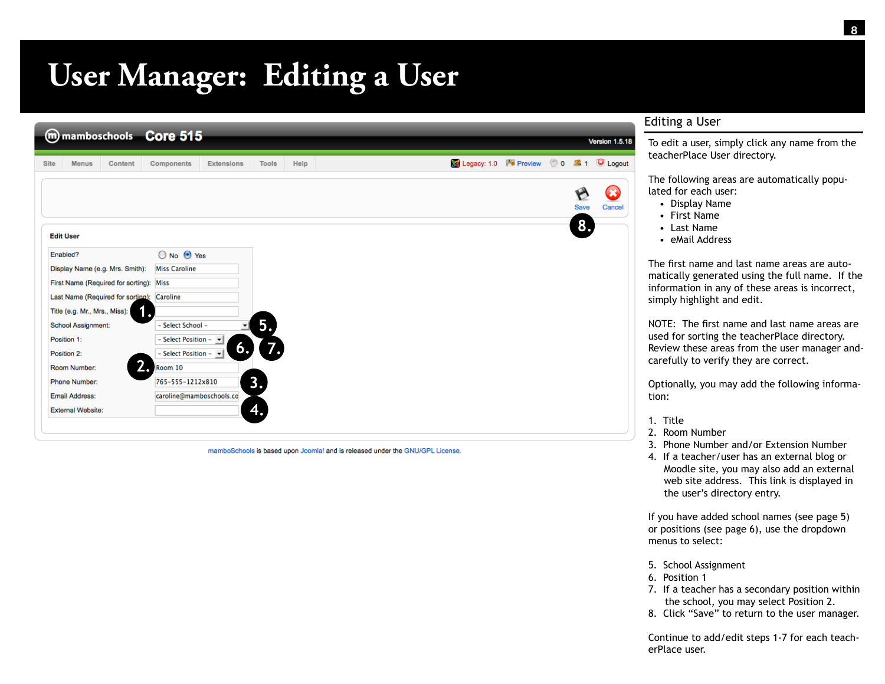# User Manager: Editing a User

**Edit User**

| | |
|---|---|
| Enabled? | No / Yes |
| Display Name (e.g. Mrs. Smith): | Miss Caroline |
| First Name (Required for sorting): | Miss |
| Last Name (Required for sorting): | Caroline |
| Title (e.g. Mr., Mrs., Miss): 1. | |
| School Assignment: | - Select School - 5. |
| Position 1: | - Select Position - 6. |
| Position 2: | - Select Position - 7. |
| Room Number: 2. | Room 10 |
| Phone Number: | 765-555-1212x810 3. |
| Email Address: | caroline@mamboschools.co |
| External Website: | 4. |

Save / Cancel 8.

## Editing a User

To edit a user, simply click any name from the teacherPlace User directory.

The following areas are automatically populated for each user:

- Display Name
- First Name
- Last Name
- eMail Address

The first name and last name areas are automatically generated using the full name. If the information in any of these areas is incorrect, simply highlight and edit.

NOTE: The first name and last name areas are used for sorting the teacherPlace directory. Review these areas from the user manager and carefully to verify they are correct.

Optionally, you may add the following information:

1. Title
2. Room Number
3. Phone Number and/or Extension Number
4. If a teacher/user has an external blog or Moodle site, you may also add an external web site address. This link is displayed in the user's directory entry.

If you have added school names (see page 5) or positions (see page 6), use the dropdown menus to select:

5. School Assignment
6. Position 1
7. If a teacher has a secondary position within the school, you may select Position 2.
8. Click "Save" to return to the user manager.

Continue to add/edit steps 1-7 for each teacherPlace user.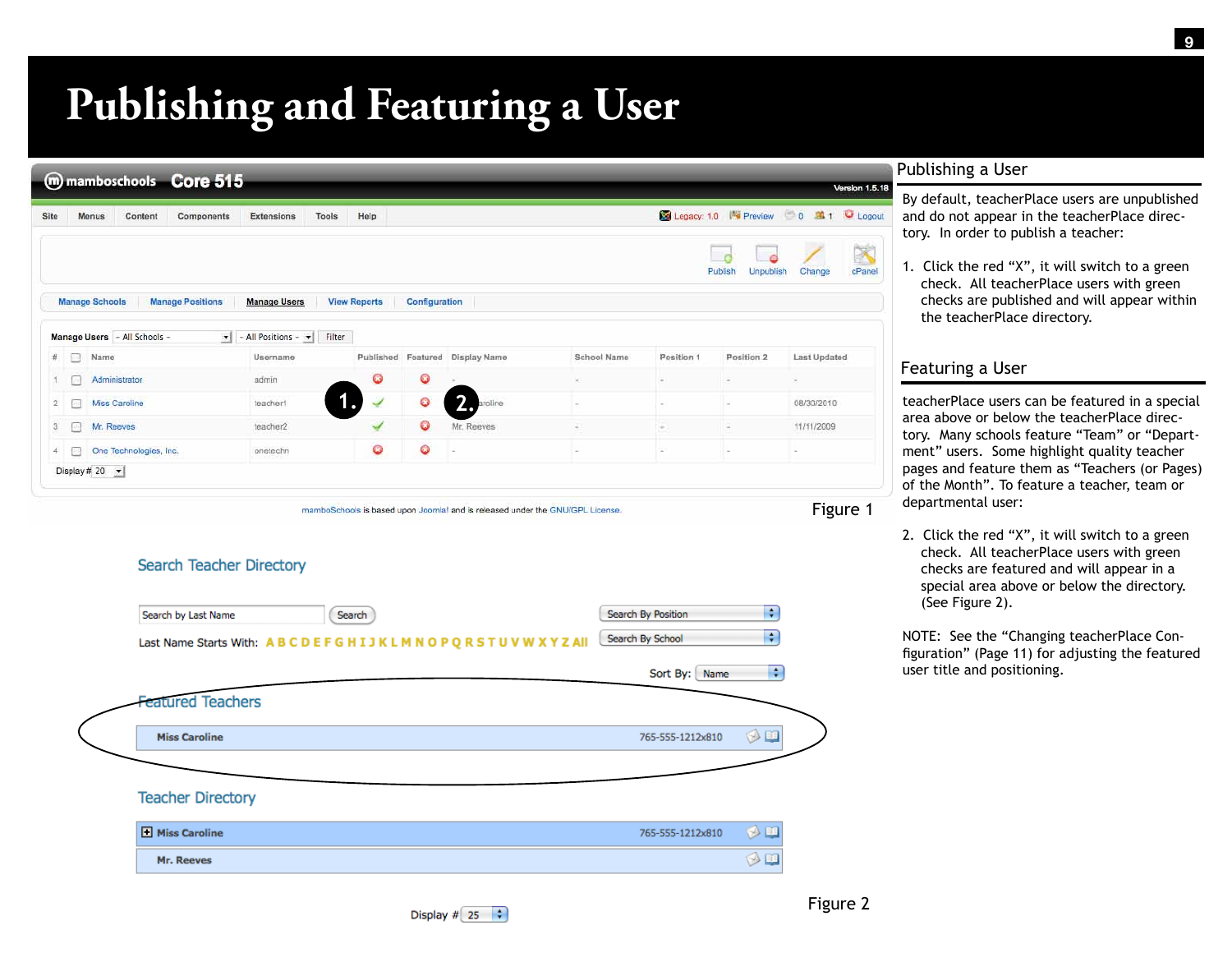# Publishing and Featuring a User

Figure 1

Figure 2

## Publishing a User

By default, teacherPlace users are unpublished and do not appear in the teacherPlace directory. In order to publish a teacher:

1. Click the red “X”, it will switch to a green check. All teacherPlace users with green checks are published and will appear within the teacherPlace directory.

## Featuring a User

teacherPlace users can be featured in a special area above or below the teacherPlace directory. Many schools feature “Team” or “Department” users. Some highlight quality teacher pages and feature them as “Teachers (or Pages) of the Month”. To feature a teacher, team or departmental user:

2. Click the red “X”, it will switch to a green check. All teacherPlace users with green checks are featured and will appear in a special area above or below the directory. (See Figure 2).

NOTE: See the “Changing teacherPlace Configuration” (Page 11) for adjusting the featured user title and positioning.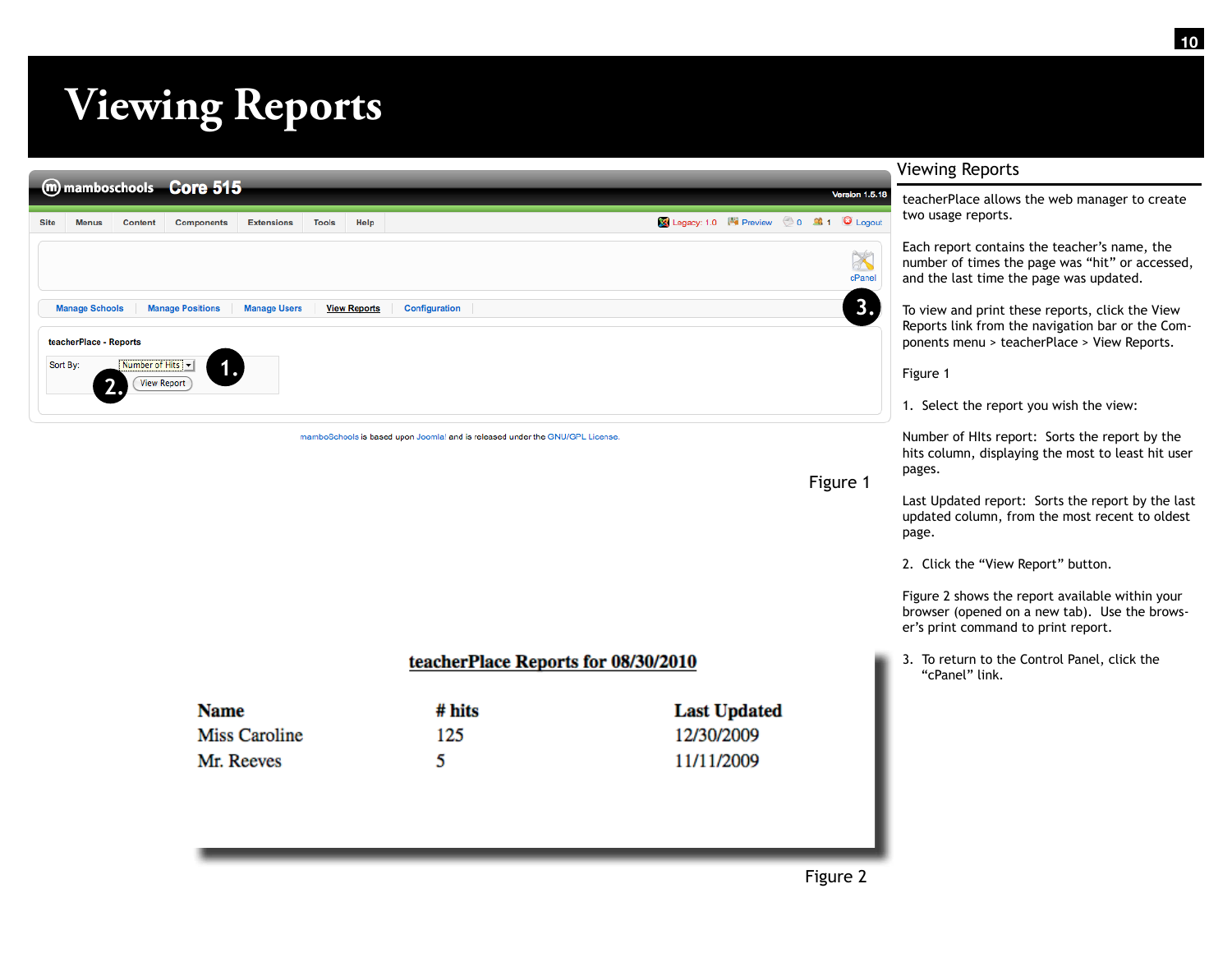# Viewing Reports

mamboschools Core 515 — Version 1.5.18

Site | Menus | Content | Components | Extensions | Tools | Help — Legacy: 1.0 | Preview | 0 | 1 | Logout

cPanel

Manage Schools | Manage Positions | Manage Users | View Reports | Configuration

teacherPlace - Reports

Sort By: Number of Hits

View Report

mamboSchools is based upon Joomla! and is released under the GNU/GPL License.

Figure 1

**teacherPlace Reports for 08/30/2010**

| Name | # hits | Last Updated |
|---|---|---|
| Miss Caroline | 125 | 12/30/2009 |
| Mr. Reeves | 5 | 11/11/2009 |

Figure 2

## Viewing Reports

teacherPlace allows the web manager to create two usage reports.

Each report contains the teacher's name, the number of times the page was "hit" or accessed, and the last time the page was updated.

To view and print these reports, click the View Reports link from the navigation bar or the Components menu > teacherPlace > View Reports.

Figure 1

1. Select the report you wish the view:

Number of HIts report: Sorts the report by the hits column, displaying the most to least hit user pages.

Last Updated report: Sorts the report by the last updated column, from the most recent to oldest page.

2. Click the "View Report" button.

Figure 2 shows the report available within your browser (opened on a new tab). Use the browser's print command to print report.

3. To return to the Control Panel, click the "cPanel" link.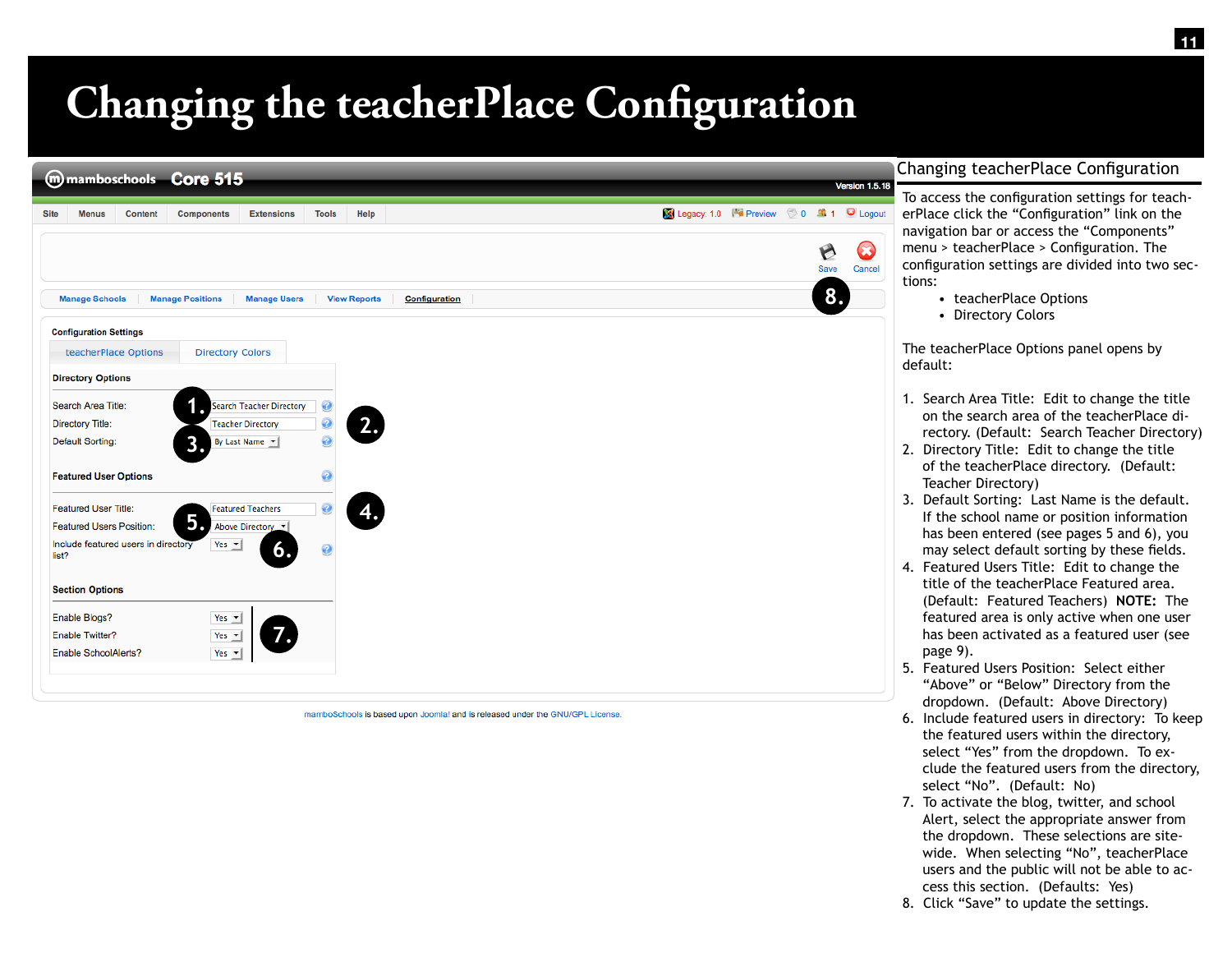# Changing the teacherPlace Configuration

## Changing teacherPlace Configuration

To access the configuration settings for teacherPlace click the “Configuration” link on the navigation bar or access the “Components” menu > teacherPlace > Configuration. The configuration settings are divided into two sections:

- teacherPlace Options
- Directory Colors

The teacherPlace Options panel opens by default:

1. Search Area Title: Edit to change the title on the search area of the teacherPlace directory. (Default: Search Teacher Directory)
2. Directory Title: Edit to change the title of the teacherPlace directory. (Default: Teacher Directory)
3. Default Sorting: Last Name is the default. If the school name or position information has been entered (see pages 5 and 6), you may select default sorting by these fields.
4. Featured Users Title: Edit to change the title of the teacherPlace Featured area. (Default: Featured Teachers) **NOTE:** The featured area is only active when one user has been activated as a featured user (see page 9).
5. Featured Users Position: Select either “Above” or “Below” Directory from the dropdown. (Default: Above Directory)
6. Include featured users in directory: To keep the featured users within the directory, select “Yes” from the dropdown. To exclude the featured users from the directory, select “No”. (Default: No)
7. To activate the blog, twitter, and school Alert, select the appropriate answer from the dropdown. These selections are sitewide. When selecting “No”, teacherPlace users and the public will not be able to access this section. (Defaults: Yes)
8. Click “Save” to update the settings.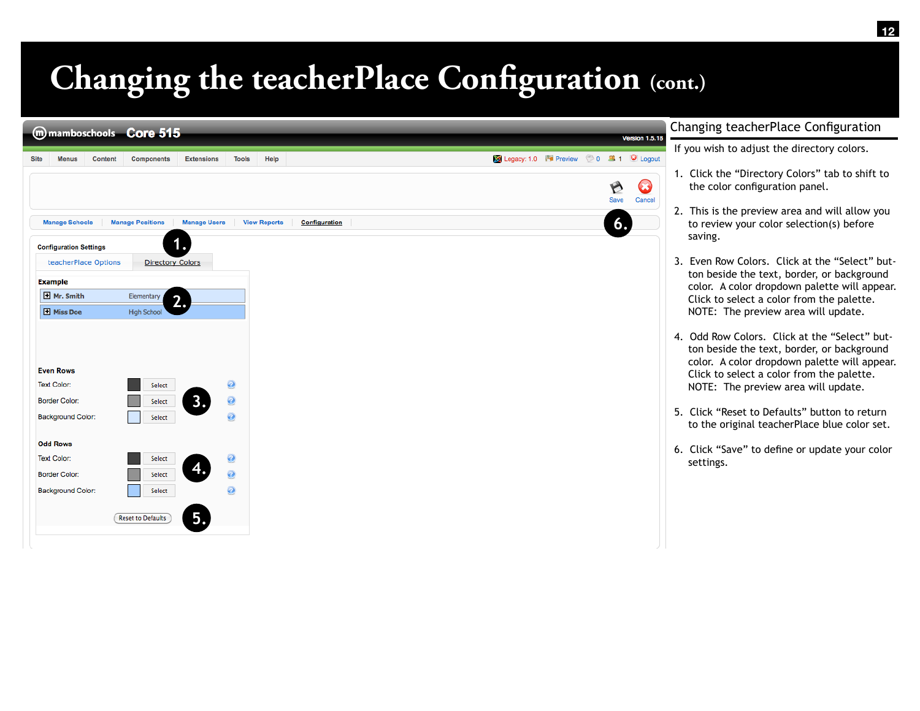# Changing the teacherPlace Configuration (cont.)

mamboschools Core 515

Version 1.5.18

Site | Menus | Content | Components | Extensions | Tools | Help

Legacy: 1.0 | Preview | 0 | 1 | Logout

Save | Cancel

Manage Schools | Manage Positions | Manage Users | View Reports | Configuration

Configuration Settings

teacherPlace Options | Directory Colors

Example

Mr. Smith — Elementary

Miss Doe — High School

Even Rows

Text Color: Select

Border Color: Select

Background Color: Select

Odd Rows

Text Color: Select

Border Color: Select

Background Color: Select

Reset to Defaults

## Changing teacherPlace Configuration

If you wish to adjust the directory colors.

1. Click the “Directory Colors” tab to shift to the color configuration panel.
2. This is the preview area and will allow you to review your color selection(s) before saving.
3. Even Row Colors. Click at the “Select” button beside the text, border, or background color. A color dropdown palette will appear. Click to select a color from the palette. NOTE: The preview area will update.
4. Odd Row Colors. Click at the “Select” button beside the text, border, or background color. A color dropdown palette will appear. Click to select a color from the palette. NOTE: The preview area will update.
5. Click “Reset to Defaults” button to return to the original teacherPlace blue color set.
6. Click “Save” to define or update your color settings.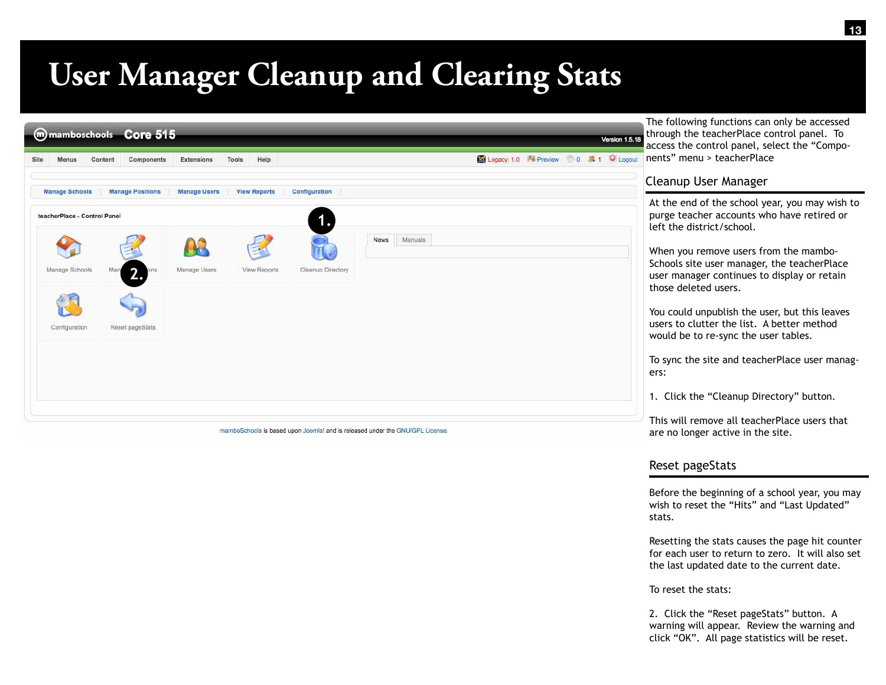# User Manager Cleanup and Clearing Stats

The following functions can only be accessed through the teacherPlace control panel. To access the control panel, select the "Components" menu > teacherPlace

## Cleanup User Manager

At the end of the school year, you may wish to purge teacher accounts who have retired or left the district/school.

When you remove users from the mamboSchools site user manager, the teacherPlace user manager continues to display or retain those deleted users.

You could unpublish the user, but this leaves users to clutter the list. A better method would be to re-sync the user tables.

To sync the site and teacherPlace user managers:

1. Click the "Cleanup Directory" button.

This will remove all teacherPlace users that are no longer active in the site.

## Reset pageStats

Before the beginning of a school year, you may wish to reset the "Hits" and "Last Updated" stats.

Resetting the stats causes the page hit counter for each user to return to zero. It will also set the last updated date to the current date.

To reset the stats:

2. Click the "Reset pageStats" button. A warning will appear. Review the warning and click "OK". All page statistics will be reset.